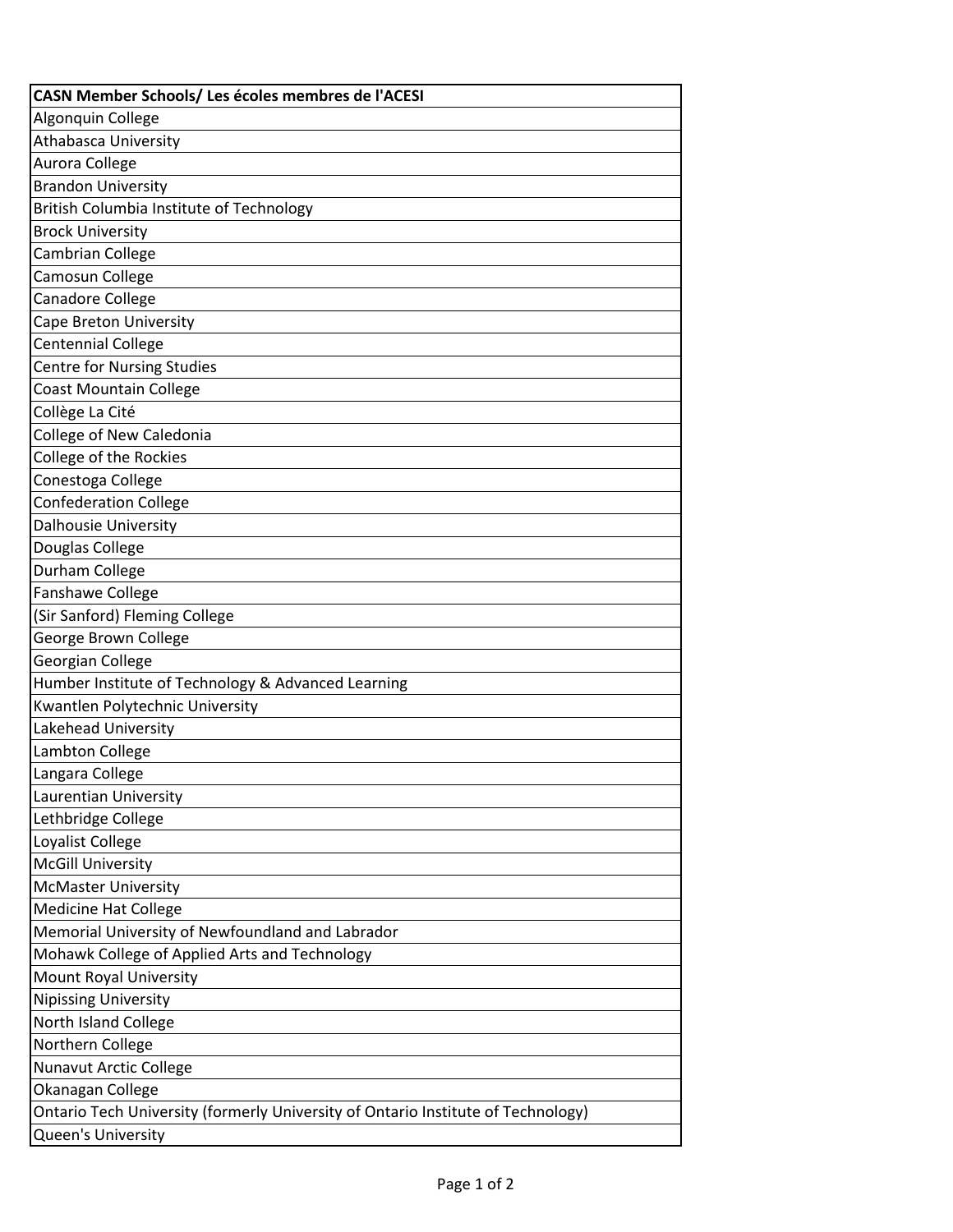| CASN Member Schools/ Les écoles membres de l'ACESI |
| --- |
| Algonquin College |
| Athabasca University |
| Aurora College |
| Brandon University |
| British Columbia Institute of Technology |
| Brock University |
| Cambrian College |
| Camosun College |
| Canadore College |
| Cape Breton University |
| Centennial College |
| Centre for Nursing Studies |
| Coast Mountain College |
| Collège La Cité |
| College of New Caledonia |
| College of the Rockies |
| Conestoga College |
| Confederation College |
| Dalhousie University |
| Douglas College |
| Durham College |
| Fanshawe College |
| (Sir Sanford) Fleming College |
| George Brown College |
| Georgian College |
| Humber Institute of Technology & Advanced Learning |
| Kwantlen Polytechnic University |
| Lakehead University |
| Lambton College |
| Langara College |
| Laurentian University |
| Lethbridge College |
| Loyalist College |
| McGill University |
| McMaster University |
| Medicine Hat College |
| Memorial University of Newfoundland and Labrador |
| Mohawk College of Applied Arts and Technology |
| Mount Royal University |
| Nipissing University |
| North Island College |
| Northern College |
| Nunavut Arctic College |
| Okanagan College |
| Ontario Tech University (formerly University of Ontario Institute of Technology) |
| Queen's University |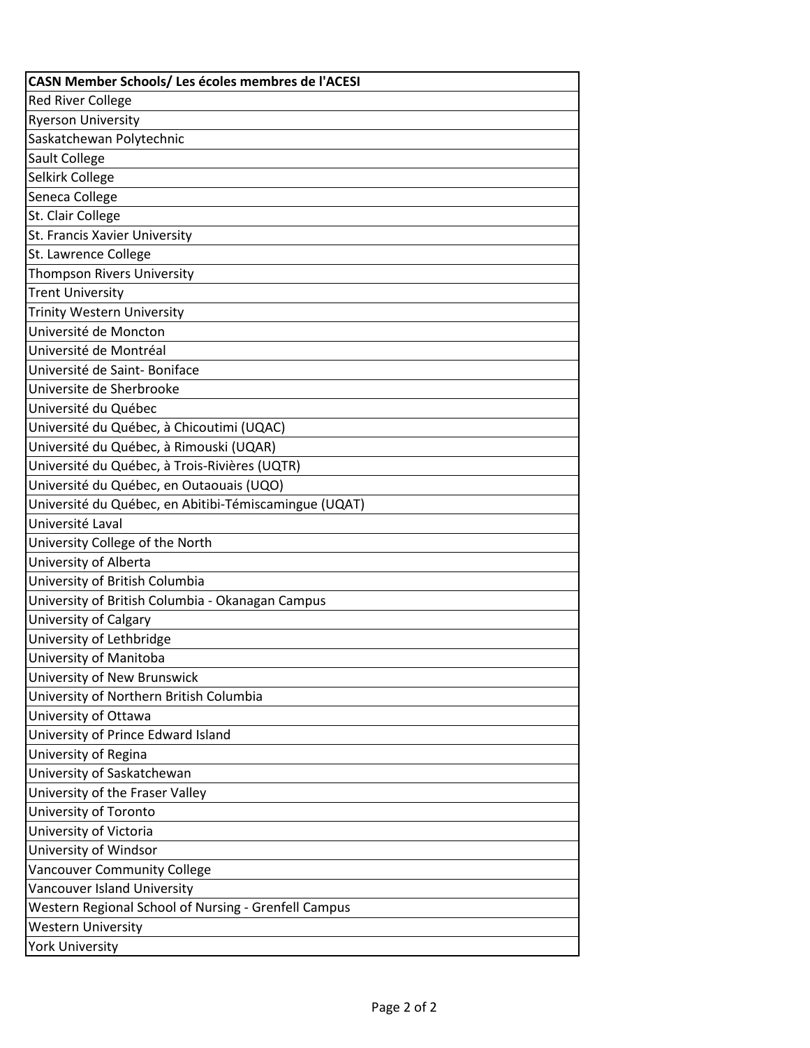| CASN Member Schools/ Les écoles membres de l'ACESI |
| --- |
| Red River College |
| Ryerson University |
| Saskatchewan Polytechnic |
| Sault College |
| Selkirk College |
| Seneca College |
| St. Clair College |
| St. Francis Xavier University |
| St. Lawrence College |
| Thompson Rivers University |
| Trent University |
| Trinity Western University |
| Université de Moncton |
| Université de Montréal |
| Université de Saint- Boniface |
| Universite de Sherbrooke |
| Université du Québec |
| Université du Québec, à Chicoutimi (UQAC) |
| Université du Québec, à Rimouski (UQAR) |
| Université du Québec, à Trois-Rivières (UQTR) |
| Université du Québec, en Outaouais (UQO) |
| Université du Québec, en Abitibi-Témiscamingue (UQAT) |
| Université Laval |
| University College of the North |
| University of Alberta |
| University of British Columbia |
| University of British Columbia - Okanagan Campus |
| University of Calgary |
| University of Lethbridge |
| University of Manitoba |
| University of New Brunswick |
| University of Northern British Columbia |
| University of Ottawa |
| University of Prince Edward Island |
| University of Regina |
| University of Saskatchewan |
| University of the Fraser Valley |
| University of Toronto |
| University of Victoria |
| University of Windsor |
| Vancouver Community College |
| Vancouver Island University |
| Western Regional School of Nursing - Grenfell Campus |
| Western University |
| York University |